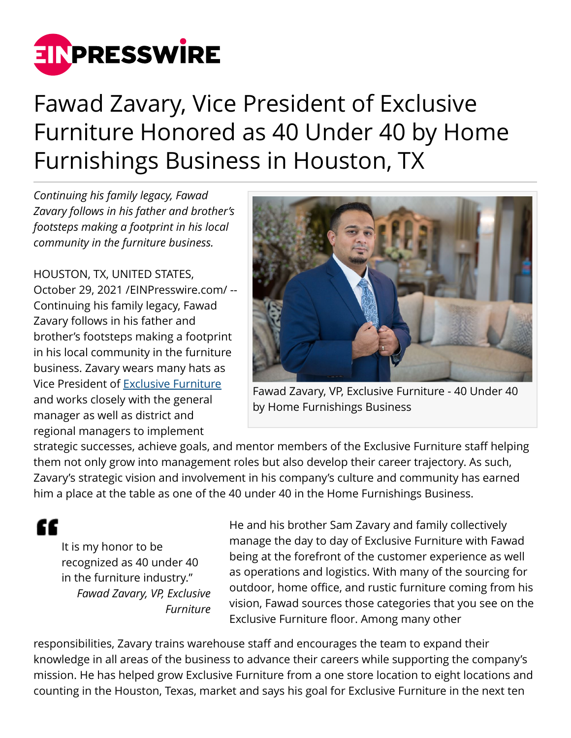# Fawad Zavary, Vice President of Exclusive Furniture Honored as 40 Under 40 by Home Furnishings Business in Houston, TX

*Continuing his family legacy, Fawad Zavary follows in his father and brother's footsteps making a footprint in his local community in the furniture business.*

Fawad Zavary, VP, Exclusive Furniture - 40 Under 40 by Home Furnishings Business

HOUSTON, TX, UNITED STATES, October 29, 2021 /EINPresswire.com/ -- Continuing his family legacy, Fawad Zavary follows in his father and brother's footsteps making a footprint in his local community in the furniture business. Zavary wears many hats as Vice President of Exclusive Furniture and works closely with the general manager as well as district and regional managers to implement strategic successes, achieve goals, and mentor members of the Exclusive Furniture staff helping them not only grow into management roles but also develop their career trajectory. As such, Zavary's strategic vision and involvement in his company's culture and community has earned him a place at the table as one of the 40 under 40 in the Home Furnishings Business.

> It is my honor to be recognized as 40 under 40 in the furniture industry."
>
> *Fawad Zavary, VP, Exclusive Furniture*

He and his brother Sam Zavary and family collectively manage the day to day of Exclusive Furniture with Fawad being at the forefront of the customer experience as well as operations and logistics. With many of the sourcing for outdoor, home office, and rustic furniture coming from his vision, Fawad sources those categories that you see on the Exclusive Furniture floor. Among many other responsibilities, Zavary trains warehouse staff and encourages the team to expand their knowledge in all areas of the business to advance their careers while supporting the company's mission. He has helped grow Exclusive Furniture from a one store location to eight locations and counting in the Houston, Texas, market and says his goal for Exclusive Furniture in the next ten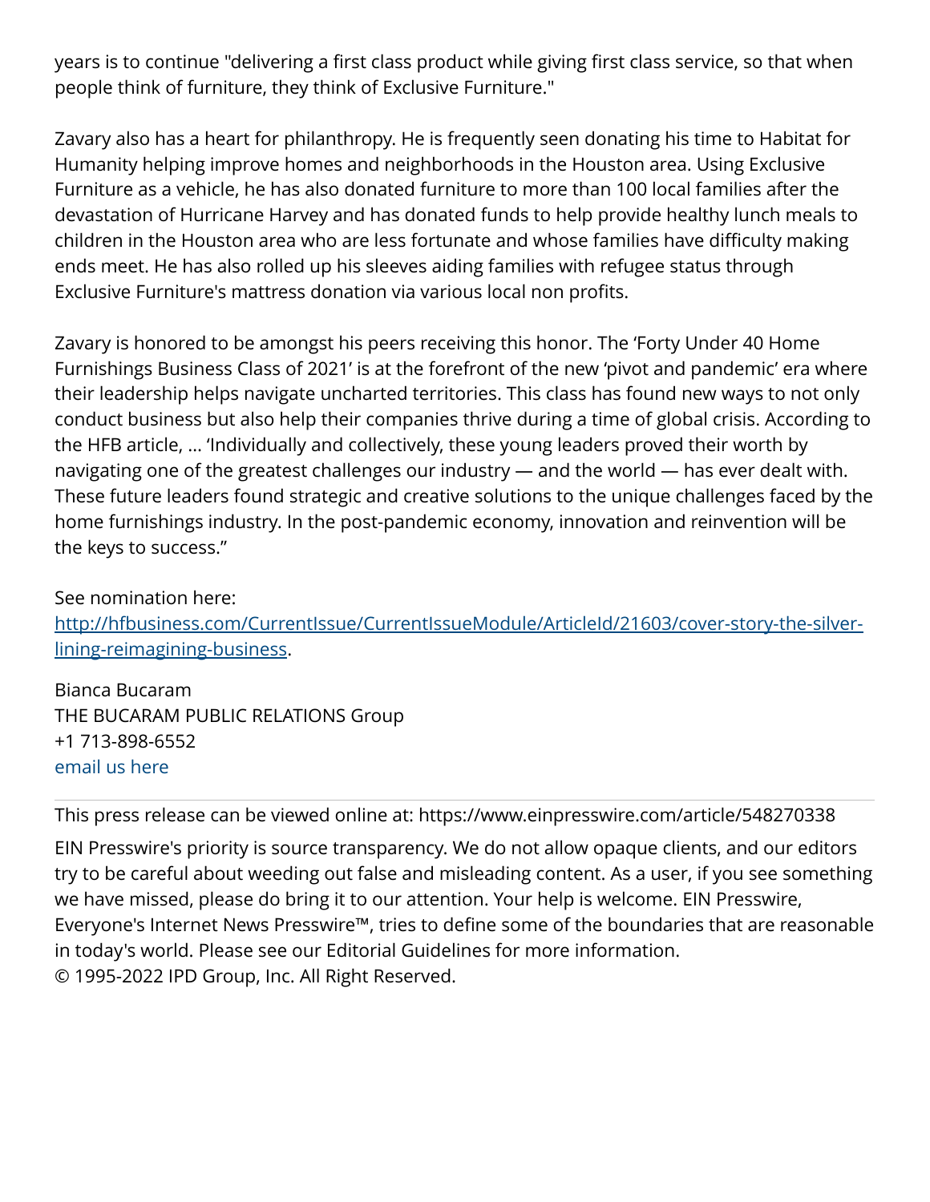years is to continue "delivering a first class product while giving first class service, so that when people think of furniture, they think of Exclusive Furniture."

Zavary also has a heart for philanthropy. He is frequently seen donating his time to Habitat for Humanity helping improve homes and neighborhoods in the Houston area. Using Exclusive Furniture as a vehicle, he has also donated furniture to more than 100 local families after the devastation of Hurricane Harvey and has donated funds to help provide healthy lunch meals to children in the Houston area who are less fortunate and whose families have difficulty making ends meet. He has also rolled up his sleeves aiding families with refugee status through Exclusive Furniture's mattress donation via various local non profits.

Zavary is honored to be amongst his peers receiving this honor. The 'Forty Under 40 Home Furnishings Business Class of 2021' is at the forefront of the new 'pivot and pandemic' era where their leadership helps navigate uncharted territories. This class has found new ways to not only conduct business but also help their companies thrive during a time of global crisis. According to the HFB article, ... 'Individually and collectively, these young leaders proved their worth by navigating one of the greatest challenges our industry — and the world — has ever dealt with. These future leaders found strategic and creative solutions to the unique challenges faced by the home furnishings industry. In the post-pandemic economy, innovation and reinvention will be the keys to success."

See nomination here:
[http://hfbusiness.com/CurrentIssue/CurrentIssueModule/ArticleId/21603/cover-story-the-silver-lining-reimagining-business](http://hfbusiness.com/CurrentIssue/CurrentIssueModule/ArticleId/21603/cover-story-the-silver-lining-reimagining-business).

Bianca Bucaram
THE BUCARAM PUBLIC RELATIONS Group
+1 713-898-6552
email us here

---

This press release can be viewed online at: https://www.einpresswire.com/article/548270338

EIN Presswire's priority is source transparency. We do not allow opaque clients, and our editors try to be careful about weeding out false and misleading content. As a user, if you see something we have missed, please do bring it to our attention. Your help is welcome. EIN Presswire, Everyone's Internet News Presswire™, tries to define some of the boundaries that are reasonable in today's world. Please see our Editorial Guidelines for more information.
© 1995-2022 IPD Group, Inc. All Right Reserved.